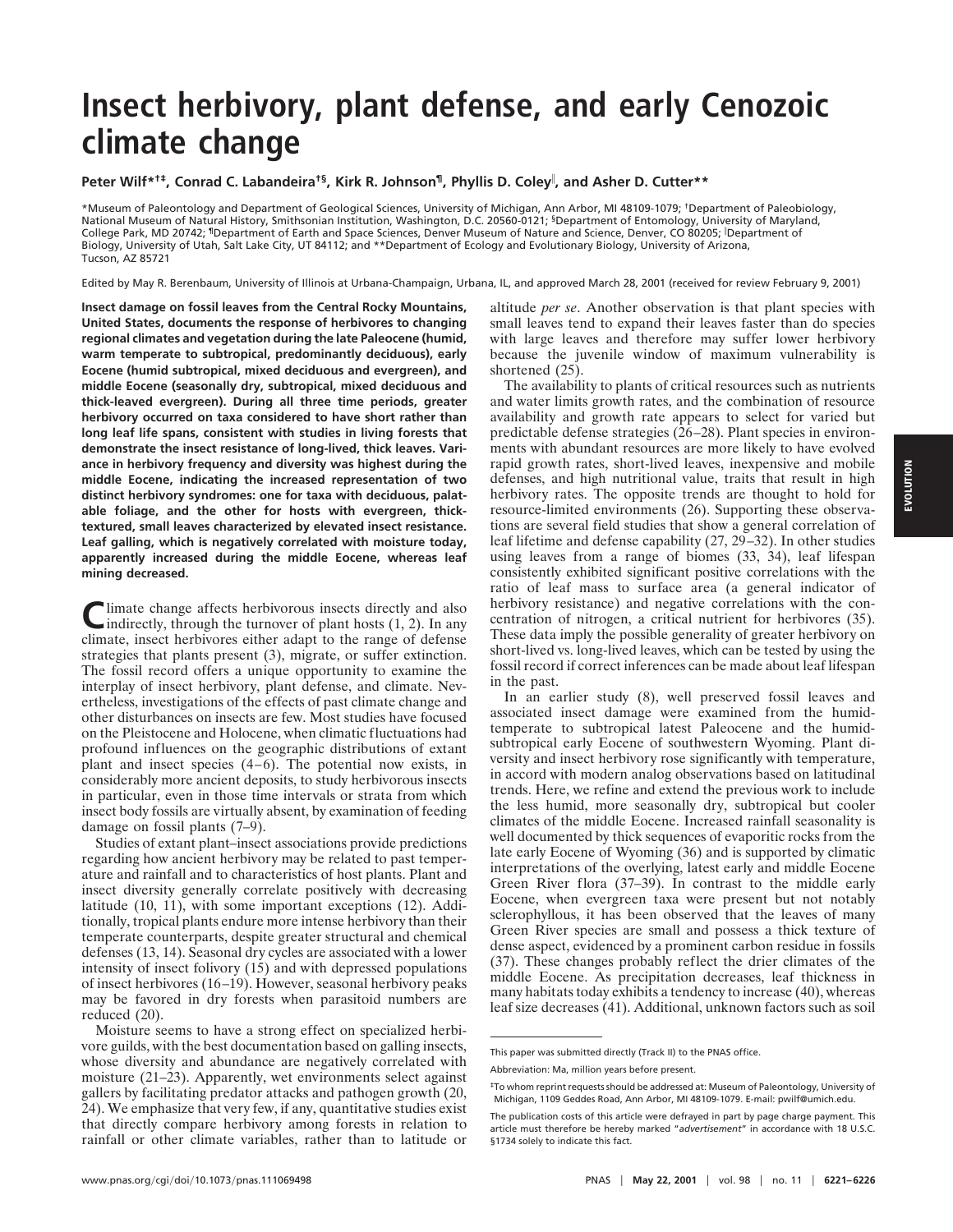# Insect herbivory, plant defense, and early Cenozoic climate change

**Peter Wilf*†‡, Conrad C. Labandeira†§, Kirk R. Johnson¶, Phyllis D. Coley‖, and Asher D. Cutter****

*Museum of Paleontology and Department of Geological Sciences, University of Michigan, Ann Arbor, MI 48109-1079; †Department of Paleobiology, National Museum of Natural History, Smithsonian Institution, Washington, D.C. 20560-0121; §Department of Entomology, University of Maryland, College Park, MD 20742; ¶Department of Earth and Space Sciences, Denver Museum of Nature and Science, Denver, CO 80205; ‖Department of Biology, University of Utah, Salt Lake City, UT 84112; and **Department of Ecology and Evolutionary Biology, University of Arizona, Tucson, AZ 85721

Edited by May R. Berenbaum, University of Illinois at Urbana-Champaign, Urbana, IL, and approved March 28, 2001 (received for review February 9, 2001)

**Insect damage on fossil leaves from the Central Rocky Mountains, United States, documents the response of herbivores to changing regional climates and vegetation during the late Paleocene (humid, warm temperate to subtropical, predominantly deciduous), early Eocene (humid subtropical, mixed deciduous and evergreen), and middle Eocene (seasonally dry, subtropical, mixed deciduous and thick-leaved evergreen). During all three time periods, greater herbivory occurred on taxa considered to have short rather than long leaf life spans, consistent with studies in living forests that demonstrate the insect resistance of long-lived, thick leaves. Variance in herbivory frequency and diversity was highest during the middle Eocene, indicating the increased representation of two distinct herbivory syndromes: one for taxa with deciduous, palatable foliage, and the other for hosts with evergreen, thick-textured, small leaves characterized by elevated insect resistance. Leaf galling, which is negatively correlated with moisture today, apparently increased during the middle Eocene, whereas leaf mining decreased.**

Climate change affects herbivorous insects directly and also indirectly, through the turnover of plant hosts (1, 2). In any climate, insect herbivores either adapt to the range of defense strategies that plants present (3), migrate, or suffer extinction. The fossil record offers a unique opportunity to examine the interplay of insect herbivory, plant defense, and climate. Nevertheless, investigations of the effects of past climate change and other disturbances on insects are few. Most studies have focused on the Pleistocene and Holocene, when climatic fluctuations had profound influences on the geographic distributions of extant plant and insect species (4–6). The potential now exists, in considerably more ancient deposits, to study herbivorous insects in particular, even in those time intervals or strata from which insect body fossils are virtually absent, by examination of feeding damage on fossil plants (7–9).

Studies of extant plant–insect associations provide predictions regarding how ancient herbivory may be related to past temperature and rainfall and to characteristics of host plants. Plant and insect diversity generally correlate positively with decreasing latitude (10, 11), with some important exceptions (12). Additionally, tropical plants endure more intense herbivory than their temperate counterparts, despite greater structural and chemical defenses (13, 14). Seasonal dry cycles are associated with a lower intensity of insect folivory (15) and with depressed populations of insect herbivores (16–19). However, seasonal herbivory peaks may be favored in dry forests when parasitoid numbers are reduced (20).

Moisture seems to have a strong effect on specialized herbivore guilds, with the best documentation based on galling insects, whose diversity and abundance are negatively correlated with moisture (21–23). Apparently, wet environments select against gallers by facilitating predator attacks and pathogen growth (20, 24). We emphasize that very few, if any, quantitative studies exist that directly compare herbivory among forests in relation to rainfall or other climate variables, rather than to latitude or altitude *per se*. Another observation is that plant species with small leaves tend to expand their leaves faster than do species with large leaves and therefore may suffer lower herbivory because the juvenile window of maximum vulnerability is shortened (25).

The availability to plants of critical resources such as nutrients and water limits growth rates, and the combination of resource availability and growth rate appears to select for varied but predictable defense strategies (26–28). Plant species in environments with abundant resources are more likely to have evolved rapid growth rates, short-lived leaves, inexpensive and mobile defenses, and high nutritional value, traits that result in high herbivory rates. The opposite trends are thought to hold for resource-limited environments (26). Supporting these observations are several field studies that show a general correlation of leaf lifetime and defense capability (27, 29–32). In other studies using leaves from a range of biomes (33, 34), leaf lifespan consistently exhibited significant positive correlations with the ratio of leaf mass to surface area (a general indicator of herbivory resistance) and negative correlations with the concentration of nitrogen, a critical nutrient for herbivores (35). These data imply the possible generality of greater herbivory on short-lived vs. long-lived leaves, which can be tested by using the fossil record if correct inferences can be made about leaf lifespan in the past.

In an earlier study (8), well preserved fossil leaves and associated insect damage were examined from the humid-temperate to subtropical latest Paleocene and the humid-subtropical early Eocene of southwestern Wyoming. Plant diversity and insect herbivory rose significantly with temperature, in accord with modern analog observations based on latitudinal trends. Here, we refine and extend the previous work to include the less humid, more seasonally dry, subtropical but cooler climates of the middle Eocene. Increased rainfall seasonality is well documented by thick sequences of evaporitic rocks from the late early Eocene of Wyoming (36) and is supported by climatic interpretations of the overlying, latest early and middle Eocene Green River flora (37–39). In contrast to the middle early Eocene, when evergreen taxa were present but not notably sclerophyllous, it has been observed that the leaves of many Green River species are small and possess a thick texture of dense aspect, evidenced by a prominent carbon residue in fossils (37). These changes probably reflect the drier climates of the middle Eocene. As precipitation decreases, leaf thickness in many habitats today exhibits a tendency to increase (40), whereas leaf size decreases (41). Additional, unknown factors such as soil

---

This paper was submitted directly (Track II) to the PNAS office.

Abbreviation: Ma, million years before present.

‡To whom reprint requests should be addressed at: Museum of Paleontology, University of Michigan, 1109 Geddes Road, Ann Arbor, MI 48109-1079. E-mail: pwilf@umich.edu.

The publication costs of this article were defrayed in part by page charge payment. This article must therefore be hereby marked "*advertisement*" in accordance with 18 U.S.C. §1734 solely to indicate this fact.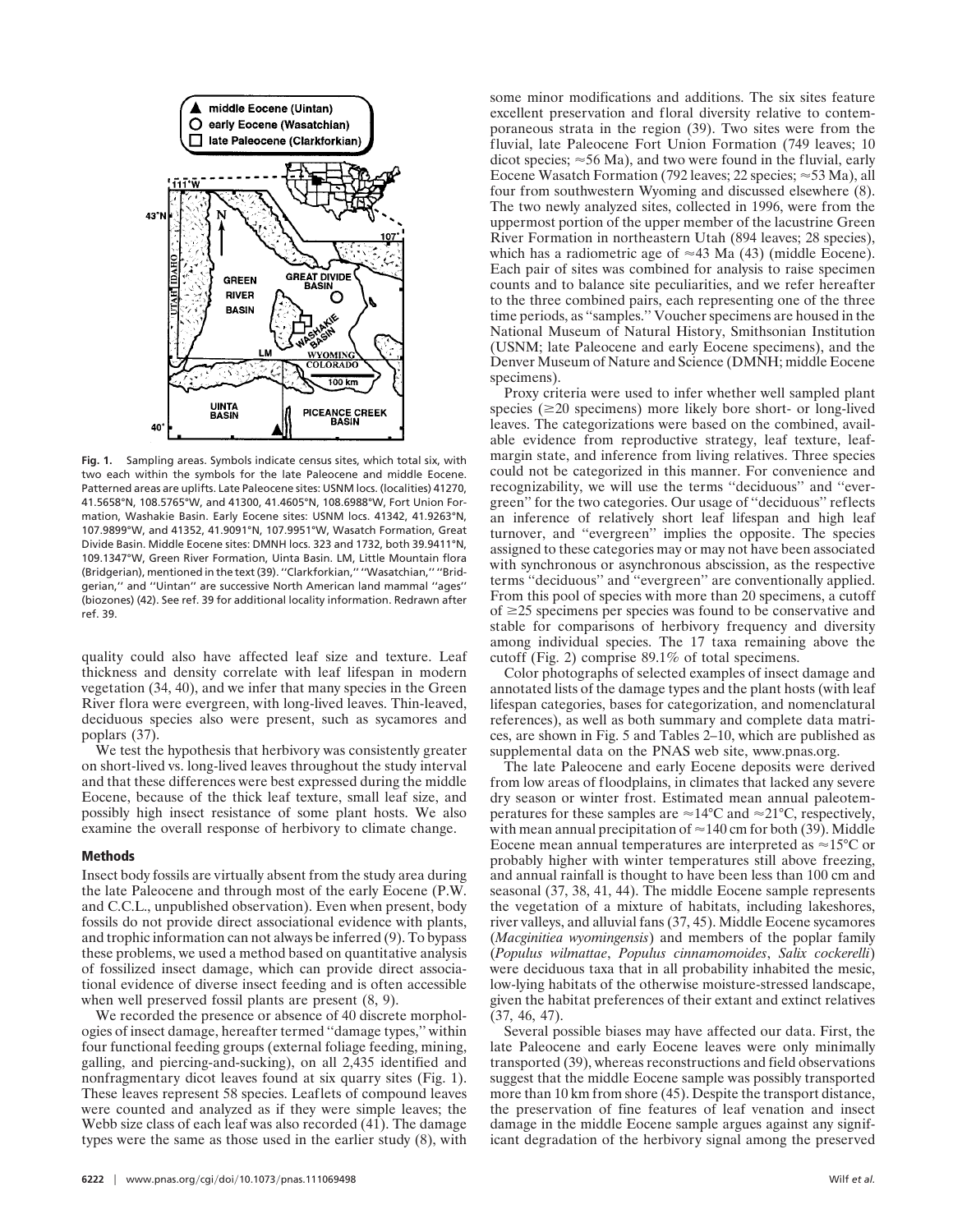**Fig. 1.** Sampling areas. Symbols indicate census sites, which total six, with two each within the symbols for the late Paleocene and middle Eocene. Patterned areas are uplifts. Late Paleocene sites: USNM locs. (localities) 41270, 41.5658°N, 108.5765°W, and 41300, 41.4605°N, 108.6988°W, Fort Union Formation, Washakie Basin. Early Eocene sites: USNM locs. 41342, 41.9263°N, 107.9899°W, and 41352, 41.9091°N, 107.9951°W, Wasatch Formation, Great Divide Basin. Middle Eocene sites: DMNH locs. 323 and 1732, both 39.9411°N, 109.1347°W, Green River Formation, Uinta Basin. LM, Little Mountain flora (Bridgerian), mentioned in the text (39). "Clarkforkian," "Wasatchian," "Bridgerian," and "Uintan" are successive North American land mammal "ages" (biozones) (42). See ref. 39 for additional locality information. Redrawn after ref. 39.

quality could also have affected leaf size and texture. Leaf thickness and density correlate with leaf lifespan in modern vegetation (34, 40), and we infer that many species in the Green River flora were evergreen, with long-lived leaves. Thin-leaved, deciduous species also were present, such as sycamores and poplars (37).

We test the hypothesis that herbivory was consistently greater on shorter-lived vs. long-lived leaves throughout the study interval and that these differences were best expressed during the middle Eocene, because of the thick leaf texture, small leaf size, and possibly high insect resistance of some plant hosts. We also examine the overall response of herbivory to climate change.

## Methods

Insect body fossils are virtually absent from the study area during the late Paleocene and through most of the early Eocene (P.W. and C.C.L., unpublished observation). Even when present, body fossils do not provide direct associational evidence with plants, and trophic information can not always be inferred (9). To bypass these problems, we used a method based on quantitative analysis of fossilized insect damage, which can provide direct associational evidence of diverse insect feeding and is often accessible when well preserved fossil plants are present (8, 9).

We recorded the presence or absence of 40 discrete morphologies of insect damage, hereafter termed "damage types," within four functional feeding groups (external foliage feeding, mining, galling, and piercing-and-sucking), on all 2,435 identified and nonfragmentary dicot leaves found at six quarry sites (Fig. 1). These leaves represent 58 species. Leaflets of compound leaves were counted and analyzed as if they were simple leaves; the Webb size class of each leaf was also recorded (41). The damage types were the same as those used in the earlier study (8), with some minor modifications and additions. The six sites feature excellent preservation and floral diversity relative to contemporaneous strata in the region (39). Two sites were from the fluvial, late Paleocene Fort Union Formation (749 leaves; 10 dicot species; ≈56 Ma), and two were found in the fluvial, early Eocene Wasatch Formation (792 leaves; 22 species; ≈53 Ma), all four from southwestern Wyoming and discussed elsewhere (8). The two newly analyzed sites, collected in 1996, were from the uppermost portion of the upper member of the lacustrine Green River Formation in northeastern Utah (894 leaves; 28 species), which has a radiometric age of ≈43 Ma (43) (middle Eocene). Each pair of sites was combined for analysis to raise specimen counts and to balance site peculiarities, and we refer hereafter to the three combined pairs, each representing one of the three time periods, as "samples." Voucher specimens are housed in the National Museum of Natural History, Smithsonian Institution (USNM; late Paleocene and early Eocene specimens), and the Denver Museum of Nature and Science (DMNH; middle Eocene specimens).

Proxy criteria were used to infer whether well sampled plant species (≥20 specimens) more likely bore short- or long-lived leaves. The categorizations were based on the combined, available evidence from reproductive strategy, leaf texture, leaf-margin state, and inference from living relatives. Three species could not be categorized in this manner. For convenience and recognizability, we will use the terms "deciduous" and "evergreen" for the two categories. Our usage of "deciduous" reflects an inference of relatively short leaf lifespan and high leaf turnover, and "evergreen" implies the opposite. The species assigned to these categories may or may not have been associated with synchronous or asynchronous abscission, as the respective terms "deciduous" and "evergreen" are conventionally applied. From this pool of species with more than 20 specimens, a cutoff of ≥25 specimens per species was found to be conservative and stable for comparisons of herbivory frequency and diversity among individual species. The 17 taxa remaining above the cutoff (Fig. 2) comprise 89.1% of total specimens.

Color photographs of selected examples of insect damage and annotated lists of the damage types and the plant hosts (with leaf lifespan categories, bases for categorization, and nomenclatural references), as well as both summary and complete data matrices, are shown in Fig. 5 and Tables 2–10, which are published as supplemental data on the PNAS web site, www.pnas.org.

The late Paleocene and early Eocene deposits were derived from low areas of floodplains, in climates that lacked any severe dry season or winter frost. Estimated mean annual paleotemperatures for these samples are ≈14°C and ≈21°C, respectively, with mean annual precipitation of ≈140 cm for both (39). Middle Eocene mean annual temperatures are interpreted as ≈15°C or probably higher with winter temperatures still above freezing, and annual rainfall is thought to have been less than 100 cm and seasonal (37, 38, 41, 44). The middle Eocene sample represents the vegetation of a mixture of habitats, including lakeshores, river valleys, and alluvial fans (37, 45). Middle Eocene sycamores (*Macginitiea wyomingensis*) and members of the poplar family (*Populus wilmattae*, *Populus cinnamomoides*, *Salix cockerelli*) were deciduous taxa that in all probability inhabited the mesic, low-lying habitats of the otherwise moisture-stressed landscape, given the habitat preferences of their extant and extinct relatives (37, 46, 47).

Several possible biases may have affected our data. First, the late Paleocene and early Eocene leaves were only minimally transported (39), whereas reconstructions and field observations suggest that the middle Eocene sample was possibly transported more than 10 km from shore (45). Despite the transport distance, the preservation of fine features of leaf venation and insect damage in the middle Eocene sample argues against any significant degradation of the herbivory signal among the preserved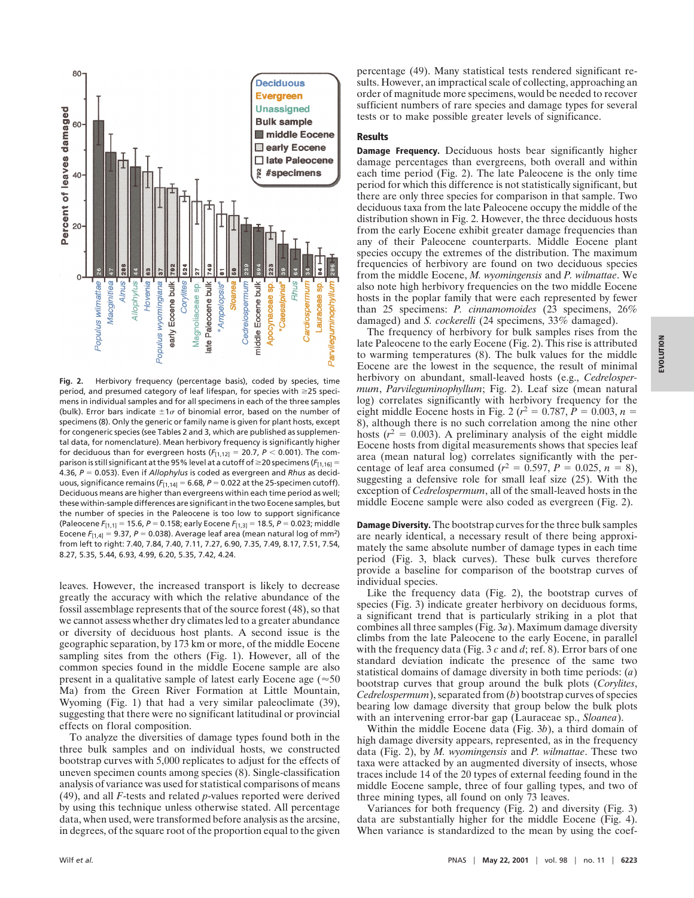Fig. 2. Herbivory frequency (percentage basis), coded by species, time period, and presumed category of leaf lifespan, for species with ≥25 specimens in individual samples and for all specimens in each of the three samples (bulk). Error bars indicate $\pm 1\sigma$ of binomial error, based on the number of specimens (8). Only the generic or family name is given for plant hosts, except for congeneric species (see Tables 2 and 3, which are published as supplemental data, for nomenclature). Mean herbivory frequency is significantly higher for deciduous than for evergreen hosts ($F_{[1,12]} = 20.7$, $P < 0.001$). The comparison is still significant at the 95% level at a cutoff of ≥20 specimens ($F_{[1,16]} = 4.36$, $P = 0.053$). Even if *Allophylus* is coded as evergreen and *Rhus* as deciduous, significance remains ($F_{[1,14]} = 6.68$, $P = 0.022$ at the 25-specimen cutoff). Deciduous means are higher than evergreens within each time period as well; these within-sample differences are significant in the two Eocene samples, but the number of species in the Paleocene is too low to support significance (Paleocene $F_{[1,1]} = 15.6$, $P = 0.158$; early Eocene $F_{[1,3]} = 18.5$, $P = 0.023$; middle Eocene $F_{[1,4]} = 9.37$, $P = 0.038$). Average leaf area (mean natural log of $mm^2$) from left to right: 7.40, 7.84, 7.40, 7.11, 7.27, 6.90, 7.35, 7.49, 8.17, 7.51, 7.54, 8.27, 5.35, 5.44, 6.93, 4.99, 6.20, 5.35, 7.42, 4.24.

leaves. However, the increased transport is likely to decrease greatly the accuracy with which the relative abundance of the fossil assemblage represents that of the source forest (48), so that we cannot assess whether dry climates led to a greater abundance or diversity of deciduous host plants. A second issue is the geographic separation, by 173 km or more, of the middle Eocene sampling sites from the others (Fig. 1). However, all of the common species found in the middle Eocene sample are also present in a qualitative sample of latest early Eocene age (≈50 Ma) from the Green River Formation at Little Mountain, Wyoming (Fig. 1) that had a very similar paleoclimate (39), suggesting that there were no significant latitudinal or provincial effects on floral composition.

To analyze the diversities of damage types found both in the three bulk samples and on individual hosts, we constructed bootstrap curves with 5,000 replicates to adjust for the effects of uneven specimen counts among species (8). Single-classification analysis of variance was used for statistical comparisons of means (49), and all *F*-tests and related *p*-values reported were derived by using this technique unless otherwise stated. All percentage data, when used, were transformed before analysis as the arcsine, in degrees, of the square root of the proportion equal to the given percentage (49). Many statistical tests rendered significant results. However, an impractical scale of collecting, approaching an order of magnitude more specimens, would be needed to recover sufficient numbers of rare species and damage types for several tests or to make possible greater levels of significance.

## Results

**Damage Frequency.** Deciduous hosts bear significantly higher damage percentages than evergreens, both overall and within each time period (Fig. 2). The late Paleocene is the only time period for which this difference is not statistically significant, but there are only three species for comparison in that sample. Two deciduous taxa from the late Paleocene occupy the middle of the distribution shown in Fig. 2. However, the three deciduous hosts from the early Eocene exhibit greater damage frequencies than any of their Paleocene counterparts. Middle Eocene plant species occupy the extremes of the distribution. The maximum frequencies of herbivory are found on two deciduous species from the middle Eocene, *M. wyomingensis* and *P. wilmattae*. We also note high herbivory frequencies on the two middle Eocene hosts in the poplar family that were each represented by fewer than 25 specimens: *P. cinnamomoides* (23 specimens, 26% damaged) and *S. cockerelli* (24 specimens, 33% damaged).

The frequency of herbivory for bulk samples rises from the late Paleocene to the early Eocene (Fig. 2). This rise is attributed to warming temperatures (8). The bulk values for the middle Eocene are the lowest in the sequence, the result of minimal herbivory on abundant, small-leaved hosts (e.g., *Cedrelospermum*, *Parvileguminophyllum*; Fig. 2). Leaf size (mean natural log) correlates significantly with herbivory frequency for the eight middle Eocene hosts in Fig. 2 ($r^2 = 0.787$, $P = 0.003$, $n = 8$), although there is no such correlation among the nine other hosts ($r^2 = 0.003$). A preliminary analysis of the eight middle Eocene hosts from digital measurements shows that species leaf area (mean natural log) correlates significantly with the percentage of leaf area consumed ($r^2 = 0.597$, $P = 0.025$, $n = 8$), suggesting a defensive role for small leaf size (25). With the exception of *Cedrelospermum*, all of the small-leaved hosts in the middle Eocene sample were also coded as evergreen (Fig. 2).

**Damage Diversity.** The bootstrap curves for the three bulk samples are nearly identical, a necessary result of there being approximately the same absolute number of damage types in each time period (Fig. 3, black curves). These bulk curves therefore provide a baseline for comparison of the bootstrap curves of individual species.

Like the frequency data (Fig. 2), the bootstrap curves of species (Fig. 3) indicate greater herbivory on deciduous forms, a significant trend that is particularly striking in a plot that combines all three samples (Fig. 3*a*). Maximum damage diversity climbs from the late Paleocene to the early Eocene, in parallel with the frequency data (Fig. 3 *c* and *d*; ref. 8). Error bars of one standard deviation indicate the presence of the same two statistical domains of damage diversity in both time periods: (*a*) bootstrap curves that group around the bulk plots (*Corylites*, *Cedrelospermum*), separated from (*b*) bootstrap curves of species bearing low damage diversity that group below the bulk plots with an intervening error-bar gap (Lauraceae sp., *Sloanea*).

Within the middle Eocene data (Fig. 3*b*), a third domain of high damage diversity appears, represented, as in the frequency data (Fig. 2), by *M. wyomingensis* and *P. wilmattae*. These two taxa were attacked by an augmented diversity of insects, whose traces include 14 of the 20 types of external feeding found in the middle Eocene sample, three of four galling types, and two of three mining types, all found on only 73 leaves.

Variances for both frequency (Fig. 2) and diversity (Fig. 3) data are substantially higher for the middle Eocene (Fig. 4). When variance is standardized to the mean by using the coef-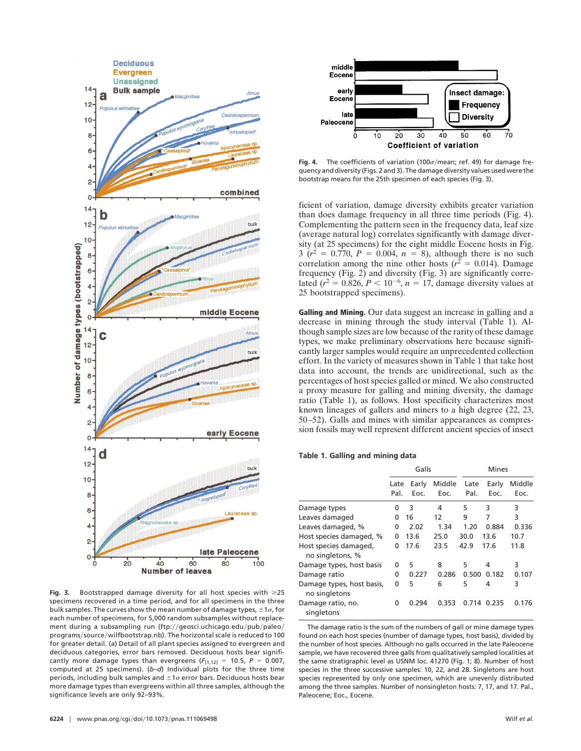Fig. 3. Bootstrapped damage diversity for all host species with ≥25 specimens recovered in a time period, and for all specimens in the three bulk samples. The curves show the mean number of damage types, $\pm 1\sigma$, for each number of specimens, for 5,000 random subsamples without replacement during a subsampling run (ftp://geosci.uchicago.edu/pub/paleo/programs/source/wilfbootstrap.nb). The horizontal scale is reduced to 100 for greater detail. (*a*) Detail of all plant species assigned to evergreen and deciduous categories, error bars removed. Deciduous hosts bear significantly more damage types than evergreens ($F_{[1,12]} = 10.5$, $P = 0.007$, computed at 25 specimens). (*b*–*d*) Individual plots for the three time periods, including bulk samples and $\pm 1\sigma$ error bars. Deciduous hosts bear more damage types than evergreens within all three samples, although the significance levels are only 92–93%.

Fig. 4. The coefficients of variation ($100\sigma$/mean; ref. 49) for damage frequency and diversity (Figs. 2 and 3). The damage diversity values used were the bootstrap means for the 25th specimen of each species (Fig. 3).

ficient of variation, damage diversity exhibits greater variation than does damage frequency in all three time periods (Fig. 4). Complementing the pattern seen in the frequency data, leaf size (average natural log) correlates significantly with damage diversity (at 25 specimens) for the eight middle Eocene hosts in Fig. 3 ($r^2 = 0.770$, $P = 0.004$, $n = 8$), although there is no such correlation among the nine other hosts ($r^2 = 0.014$). Damage frequency (Fig. 2) and diversity (Fig. 3) are significantly correlated ($r^2 = 0.826$, $P < 10^{-6}$, $n = 17$, damage diversity values at 25 bootstrapped specimens).

**Galling and Mining.** Our data suggest an increase in galling and a decrease in mining through the study interval (Table 1). Although sample sizes are low because of the rarity of these damage types, we make preliminary observations here because significantly larger samples would require an unprecedented collection effort. In the variety of measures shown in Table 1 that take host data into account, the trends are unidirectional, such as the percentages of host species galled or mined. We also constructed a proxy measure for galling and mining diversity, the damage ratio (Table 1), as follows. Host specificity characterizes most known lineages of gallers and miners to a high degree (22, 23, 50–52). Galls and mines with similar appearances as compression fossils may well represent different ancient species of insect

**Table 1. Galling and mining data**

| | Galls | | | Mines | | |
|---|---|---|---|---|---|---|
| | Late Pal. | Early Eoc. | Middle Eoc. | Late Pal. | Early Eoc. | Middle Eoc. |
| Damage types | 0 | 3 | 4 | 5 | 3 | 3 |
| Leaves damaged | 0 | 16 | 12 | 9 | 7 | 3 |
| Leaves damaged, % | 0 | 2.02 | 1.34 | 1.20 | 0.884 | 0.336 |
| Host species damaged, % | 0 | 13.6 | 25.0 | 30.0 | 13.6 | 10.7 |
| Host species damaged, no singletons, % | 0 | 17.6 | 23.5 | 42.9 | 17.6 | 11.8 |
| Damage types, host basis | 0 | 5 | 8 | 5 | 4 | 3 |
| Damage ratio | 0 | 0.227 | 0.286 | 0.500 | 0.182 | 0.107 |
| Damage types, host basis, no singletons | 0 | 5 | 6 | 5 | 4 | 3 |
| Damage ratio, no. singletons | 0 | 0.294 | 0.353 | 0.714 | 0.235 | 0.176 |

The damage ratio is the sum of the numbers of gall or mine damage types found on each host species (number of damage types, host basis), divided by the number of host species. Although no galls occurred in the late Paleocene sample, we have recovered three galls from qualitatively sampled localities at the same stratigraphic level as USNM loc. 41270 (Fig. 1; 8). Number of host species in the three successive samples: 10, 22, and 28. Singletons are host species represented by only one specimen, which are unevenly distributed among the three samples. Number of nonsingleton hosts: 7, 17, and 17. Pal., Paleocene; Eoc., Eocene.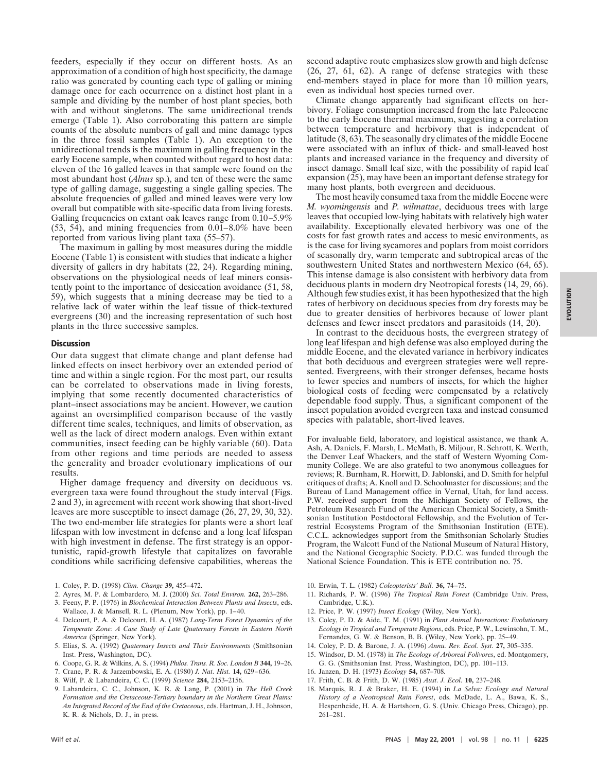feeders, especially if they occur on different hosts. As an approximation of a condition of high host specificity, the damage ratio was generated by counting each type of galling or mining damage once for each occurrence on a distinct host plant in a sample and dividing by the number of host plant species, both with and without singletons. The same unidirectional trends emerge (Table 1). Also corroborating this pattern are simple counts of the absolute numbers of gall and mine damage types in the three fossil samples (Table 1). An exception to the unidirectional trends is the maximum in galling frequency in the early Eocene sample, when counted without regard to host data: eleven of the 16 galled leaves in that sample were found on the most abundant host (*Alnus* sp.), and ten of these were the same type of galling damage, suggesting a single galling species. The absolute frequencies of galled and mined leaves were very low overall but compatible with site-specific data from living forests. Galling frequencies on extant oak leaves range from 0.10–5.9% (53, 54), and mining frequencies from 0.01–8.0% have been reported from various living plant taxa (55–57).

The maximum in galling by most measures during the middle Eocene (Table 1) is consistent with studies that indicate a higher diversity of gallers in dry habitats (22, 24). Regarding mining, observations on the physiological needs of leaf miners consistently point to the importance of desiccation avoidance (51, 58, 59), which suggests that a mining decrease may be tied to a relative lack of water within the leaf tissue of thick-textured evergreens (30) and the increasing representation of such host plants in the three successive samples.

## Discussion

Our data suggest that climate change and plant defense had linked effects on insect herbivory over an extended period of time and within a single region. For the most part, our results can be correlated to observations made in living forests, implying that some recently documented characteristics of plant–insect associations may be ancient. However, we caution against an oversimplified comparison because of the vastly different time scales, techniques, and limits of observation, as well as the lack of direct modern analogs. Even within extant communities, insect feeding can be highly variable (60). Data from other regions and time periods are needed to assess the generality and broader evolutionary implications of our results.

Higher damage frequency and diversity on deciduous vs. evergreen taxa were found throughout the study interval (Figs. 2 and 3), in agreement with recent work showing that short-lived leaves are more susceptible to insect damage (26, 27, 29, 30, 32). The two end-member life strategies for plants were a short leaf lifespan with low investment in defense and a long leaf lifespan with high investment in defense. The first strategy is an opportunistic, rapid-growth lifestyle that capitalizes on favorable conditions while sacrificing defensive capabilities, whereas the second adaptive route emphasizes slow growth and high defense (26, 27, 61, 62). A range of defense strategies with these end-members stayed in place for more than 10 million years, even as individual host species turned over.

Climate change apparently had significant effects on herbivory. Foliage consumption increased from the late Paleocene to the early Eocene thermal maximum, suggesting a correlation between temperature and herbivory that is independent of latitude (8, 63). The seasonally dry climates of the middle Eocene were associated with an influx of thick- and small-leaved host plants and increased variance in the frequency and diversity of insect damage. Small leaf size, with the possibility of rapid leaf expansion (25), may have been an important defense strategy for many host plants, both evergreen and deciduous.

The most heavily consumed taxa from the middle Eocene were *M. wyomingensis* and *P. wilmattae*, deciduous trees with large leaves that occupied low-lying habitats with relatively high water availability. Exceptionally elevated herbivory was one of the costs for fast growth rates and access to mesic environments, as is the case for living sycamores and poplars from moist corridors of seasonally dry, warm temperate and subtropical areas of the southwestern United States and northwestern Mexico (64, 65). This intense damage is also consistent with herbivory data from deciduous plants in modern dry Neotropical forests (14, 29, 66). Although few studies exist, it has been hypothesized that the high rates of herbivory on deciduous species from dry forests may be due to greater densities of herbivores because of lower plant defenses and fewer insect predators and parasitoids (14, 20).

In contrast to the deciduous hosts, the evergreen strategy of long leaf lifespan and high defense was also employed during the middle Eocene, and the elevated variance in herbivory indicates that both deciduous and evergreen strategies were well represented. Evergreens, with their stronger defenses, became hosts to fewer species and numbers of insects, for which the higher biological costs of feeding were compensated by a relatively dependable food supply. Thus, a significant component of the insect population avoided evergreen taxa and instead consumed species with palatable, short-lived leaves.

For invaluable field, laboratory, and logistical assistance, we thank A. Ash, A. Daniels, F. Marsh, L. McMath, B. Miljour, R. Schrott, K. Werth, the Denver Leaf Whackers, and the staff of Western Wyoming Community College. We are also grateful to two anonymous colleagues for reviews; R. Burnham, R. Horwitt, D. Jablonski, and D. Smith for helpful critiques of drafts; A. Knoll and D. Schoolmaster for discussions; and the Bureau of Land Management office in Vernal, Utah, for land access. P.W. received support from the Michigan Society of Fellows, the Petroleum Research Fund of the American Chemical Society, a Smithsonian Institution Postdoctoral Fellowship, and the Evolution of Terrestrial Ecosystems Program of the Smithsonian Institution (ETE). C.C.L. acknowledges support from the Smithsonian Scholarly Studies Program, the Walcott Fund of the National Museum of Natural History, and the National Geographic Society. P.D.C. was funded through the National Science Foundation. This is ETE contribution no. 75.

1. Coley, P. D. (1998) *Clim. Change* **39,** 455–472.
2. Ayres, M. P. & Lombardero, M. J. (2000) *Sci. Total Environ.* **262,** 263–286.
3. Feeny, P. P. (1976) in *Biochemical Interaction Between Plants and Insects*, eds. Wallace, J. & Mansell, R. L. (Plenum, New York), pp. 1–40.
4. Delcourt, P. A. & Delcourt, H. A. (1987) *Long-Term Forest Dynamics of the Temperate Zone: A Case Study of Late Quaternary Forests in Eastern North America* (Springer, New York).
5. Elias, S. A. (1992) *Quaternary Insects and Their Environments* (Smithsonian Inst. Press, Washington, DC).
6. Coope, G. R. & Wilkins, A. S. (1994) *Philos. Trans. R. Soc. London B* **344,** 19–26.
7. Crane, P. R. & Jarzembowski, E. A. (1980) *J. Nat. Hist.* **14,** 629–636.
8. Wilf, P. & Labandeira, C. C. (1999) *Science* **284,** 2153–2156.
9. Labandeira, C. C., Johnson, K. R. & Lang, P. (2001) in *The Hell Creek Formation and the Cretaceous-Tertiary boundary in the Northern Great Plains: An Integrated Record of the End of the Cretaceous*, eds. Hartman, J. H., Johnson, K. R. & Nichols, D. J., in press.
10. Erwin, T. L. (1982) *Coleopterists' Bull.* **36,** 74–75.
11. Richards, P. W. (1996) *The Tropical Rain Forest* (Cambridge Univ. Press, Cambridge, U.K.).
12. Price, P. W. (1997) *Insect Ecology* (Wiley, New York).
13. Coley, P. D. & Aide, T. M. (1991) in *Plant Animal Interactions: Evolutionary Ecology in Tropical and Temperate Regions*, eds. Price, P. W., Lewinsohn, T. M., Fernandes, G. W. & Benson, B. B. (Wiley, New York), pp. 25–49.
14. Coley, P. D. & Barone, J. A. (1996) *Annu. Rev. Ecol. Syst.* **27,** 305–335.
15. Windsor, D. M. (1978) in *The Ecology of Arboreal Folivores*, ed. Montgomery, G. G. (Smithsonian Inst. Press, Washington, DC), pp. 101–113.
16. Janzen, D. H. (1973) *Ecology* **54,** 687–708.
17. Frith, C. B. & Frith, D. W. (1985) *Aust. J. Ecol.* **10,** 237–248.
18. Marquis, R. J. & Braker, H. E. (1994) in *La Selva: Ecology and Natural History of a Neotropical Rain Forest*, eds. McDade, L. A., Bawa, K. S., Hespenheide, H. A. & Hartshorn, G. S. (Univ. Chicago Press, Chicago), pp. 261–281.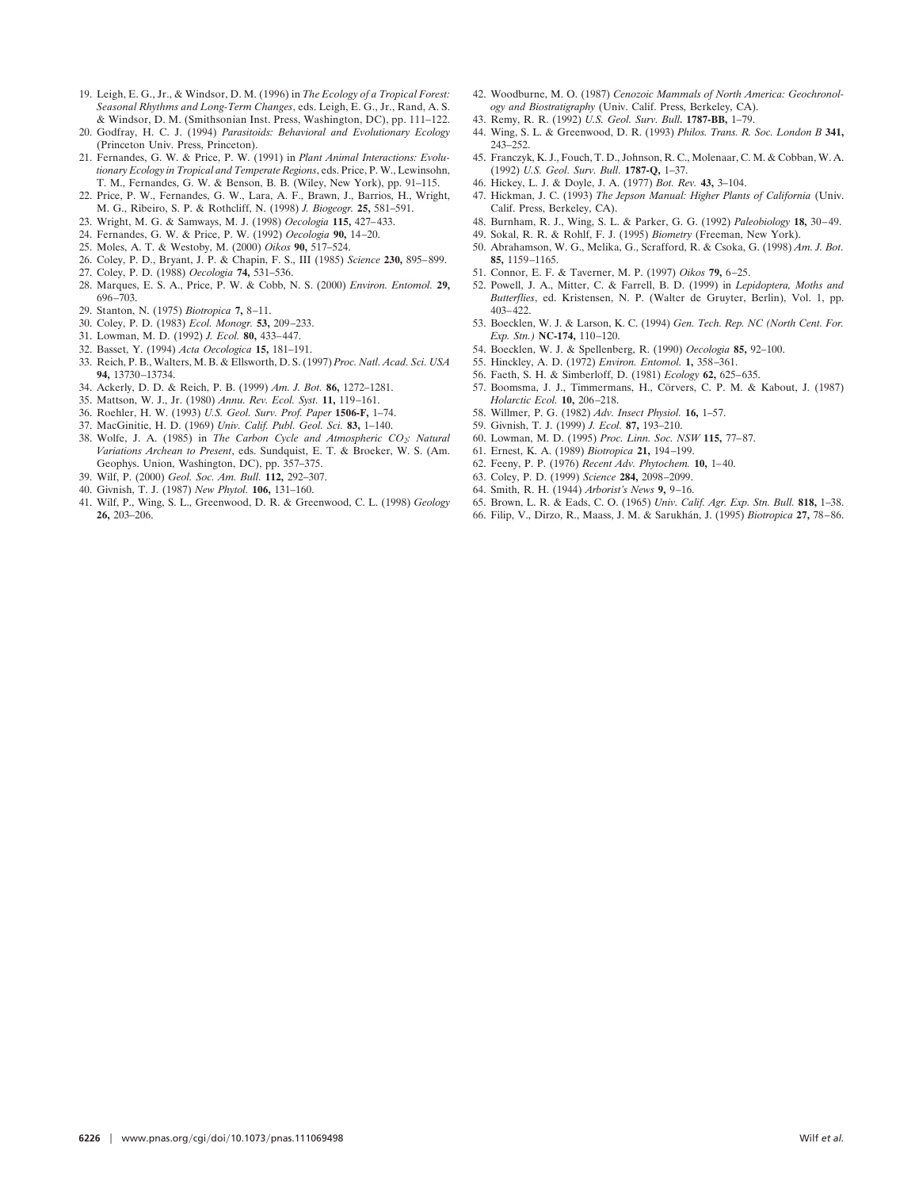19. Leigh, E. G., Jr., & Windsor, D. M. (1996) in *The Ecology of a Tropical Forest: Seasonal Rhythms and Long-Term Changes*, eds. Leigh, E. G., Jr., Rand, A. S. & Windsor, D. M. (Smithsonian Inst. Press, Washington, DC), pp. 111–122.
20. Godfray, H. C. J. (1994) *Parasitoids: Behavioral and Evolutionary Ecology* (Princeton Univ. Press, Princeton).
21. Fernandes, G. W. & Price, P. W. (1991) in *Plant Animal Interactions: Evolutionary Ecology in Tropical and Temperate Regions*, eds. Price, P. W., Lewinsohn, T. M., Fernandes, G. W. & Benson, B. B. (Wiley, New York), pp. 91–115.
22. Price, P. W., Fernandes, G. W., Lara, A. F., Brawn, J., Barrios, H., Wright, M. G., Ribeiro, S. P. & Rothcliff, N. (1998) *J. Biogeogr.* **25,** 581–591.
23. Wright, M. G. & Samways, M. J. (1998) *Oecologia* **115,** 427–433.
24. Fernandes, G. W. & Price, P. W. (1992) *Oecologia* **90,** 14–20.
25. Moles, A. T. & Westoby, M. (2000) *Oikos* **90,** 517–524.
26. Coley, P. D., Bryant, J. P. & Chapin, F. S., III (1985) *Science* **230,** 895–899.
27. Coley, P. D. (1988) *Oecologia* **74,** 531–536.
28. Marques, E. S. A., Price, P. W. & Cobb, N. S. (2000) *Environ. Entomol.* **29,** 696–703.
29. Stanton, N. (1975) *Biotropica* **7,** 8–11.
30. Coley, P. D. (1983) *Ecol. Monogr.* **53,** 209–233.
31. Lowman, M. D. (1992) *J. Ecol.* **80,** 433–447.
32. Basset, Y. (1994) *Acta Oecologica* **15,** 181–191.
33. Reich, P. B., Walters, M. B. & Ellsworth, D. S. (1997) *Proc. Natl. Acad. Sci. USA* **94,** 13730–13734.
34. Ackerly, D. D. & Reich, P. B. (1999) *Am. J. Bot.* **86,** 1272–1281.
35. Mattson, W. J., Jr. (1980) *Annu. Rev. Ecol. Syst.* **11,** 119–161.
36. Roehler, H. W. (1993) *U.S. Geol. Surv. Prof. Paper* **1506-F,** 1–74.
37. MacGinitie, H. D. (1969) *Univ. Calif. Publ. Geol. Sci.* **83,** 1–140.
38. Wolfe, J. A. (1985) in *The Carbon Cycle and Atmospheric $CO_2$: Natural Variations Archean to Present*, eds. Sundquist, E. T. & Broeker, W. S. (Am. Geophys. Union, Washington, DC), pp. 357–375.
39. Wilf, P. (2000) *Geol. Soc. Am. Bull.* **112,** 292–307.
40. Givnish, T. J. (1987) *New Phytol.* **106,** 131–160.
41. Wilf, P., Wing, S. L., Greenwood, D. R. & Greenwood, C. L. (1998) *Geology* **26,** 203–206.
42. Woodburne, M. O. (1987) *Cenozoic Mammals of North America: Geochronology and Biostratigraphy* (Univ. Calif. Press, Berkeley, CA).
43. Remy, R. R. (1992) *U.S. Geol. Surv. Bull.* **1787-BB,** 1–79.
44. Wing, S. L. & Greenwood, D. R. (1993) *Philos. Trans. R. Soc. London B* **341,** 243–252.
45. Franczyk, K. J., Fouch, T. D., Johnson, R. C., Molenaar, C. M. & Cobban, W. A. (1992) *U.S. Geol. Surv. Bull.* **1787-Q,** 1–37.
46. Hickey, L. J. & Doyle, J. A. (1977) *Bot. Rev.* **43,** 3–104.
47. Hickman, J. C. (1993) *The Jepson Manual: Higher Plants of California* (Univ. Calif. Press, Berkeley, CA).
48. Burnham, R. J., Wing, S. L. & Parker, G. G. (1992) *Paleobiology* **18,** 30–49.
49. Sokal, R. R. & Rohlf, F. J. (1995) *Biometry* (Freeman, New York).
50. Abrahamson, W. G., Melika, G., Scrafford, R. & Csoka, G. (1998) *Am. J. Bot.* **85,** 1159–1165.
51. Connor, E. F. & Taverner, M. P. (1997) *Oikos* **79,** 6–25.
52. Powell, J. A., Mitter, C. & Farrell, B. D. (1999) in *Lepidoptera, Moths and Butterflies*, ed. Kristensen, N. P. (Walter de Gruyter, Berlin), Vol. 1, pp. 403–422.
53. Boecklen, W. J. & Larson, K. C. (1994) *Gen. Tech. Rep. NC (North Cent. For. Exp. Stn.)* **NC-174,** 110–120.
54. Boecklen, W. J. & Spellenberg, R. (1990) *Oecologia* **85,** 92–100.
55. Hinckley, A. D. (1972) *Environ. Entomol.* **1,** 358–361.
56. Faeth, S. H. & Simberloff, D. (1981) *Ecology* **62,** 625–635.
57. Boomsma, J. J., Timmermans, H., Cörvers, C. P. M. & Kabout, J. (1987) *Holarctic Ecol.* **10,** 206–218.
58. Willmer, P. G. (1982) *Adv. Insect Physiol.* **16,** 1–57.
59. Givnish, T. J. (1999) *J. Ecol.* **87,** 193–210.
60. Lowman, M. D. (1995) *Proc. Linn. Soc. NSW* **115,** 77–87.
61. Ernest, K. A. (1989) *Biotropica* **21,** 194–199.
62. Feeny, P. P. (1976) *Recent Adv. Phytochem.* **10,** 1–40.
63. Coley, P. D. (1999) *Science* **284,** 2098–2099.
64. Smith, R. H. (1944) *Arborist's News* **9,** 9–16.
65. Brown, L. R. & Eads, C. O. (1965) *Univ. Calif. Agr. Exp. Stn. Bull.* **818,** 1–38.
66. Filip, V., Dirzo, R., Maass, J. M. & Sarukhán, J. (1995) *Biotropica* **27,** 78–86.